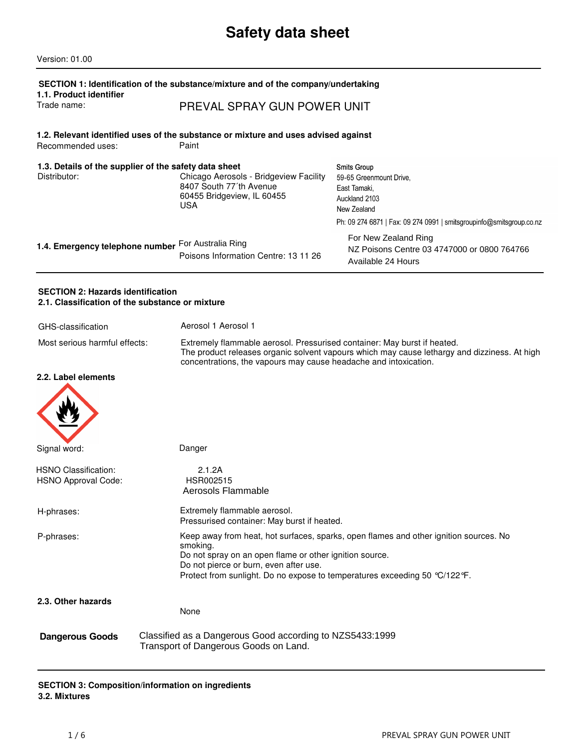# Safety data sheet

Version: 01.00

## SECTION 1: Identification of the substance/mixture and of the company/undertaking

### 1.1. Product identifier

Trade name: PREVAL SPRAY GUN POWER UNIT

### 1.2. Relevant identified uses of the substance or mixture and uses advised against

Recommended uses: Paint

### 1.3. Details of the supplier of the safety data sheet

Distributor:

Chicago Aerosols - Bridgeview Facility
8407 South 77´th Avenue
60455 Bridgeview, IL 60455
USA

Smits Group
59-65 Greenmount Drive,
East Tamaki,
Auckland 2103
New Zealand
Ph: 09 274 6871 | Fax: 09 274 0991 | smitsgroupinfo@smitsgroup.co.nz

### 1.4. Emergency telephone number

For Australia Ring
Poisons Information Centre: 13 11 26

For New Zealand Ring
NZ Poisons Centre 03 4747000 or 0800 764766
Available 24 Hours

## SECTION 2: Hazards identification

### 2.1. Classification of the substance or mixture

GHS-classification: Aerosol 1 Aerosol 1

Most serious harmful effects: Extremely flammable aerosol. Pressurised container: May burst if heated. The product releases organic solvent vapours which may cause lethargy and dizziness. At high concentrations, the vapours may cause headache and intoxication.

### 2.2. Label elements

Signal word: Danger

HSNO Classification: 2.1.2A
HSNO Approval Code: HSR002515
Aerosols Flammable

H-phrases:
Extremely flammable aerosol.
Pressurised container: May burst if heated.

P-phrases:
Keep away from heat, hot surfaces, sparks, open flames and other ignition sources. No smoking.
Do not spray on an open flame or other ignition source.
Do not pierce or burn, even after use.
Protect from sunlight. Do no expose to temperatures exceeding 50 °C/122°F.

### 2.3. Other hazards

None

**Dangerous Goods** Classified as a Dangerous Good according to NZS5433:1999 Transport of Dangerous Goods on Land.

## SECTION 3: Composition/information on ingredients

### 3.2. Mixtures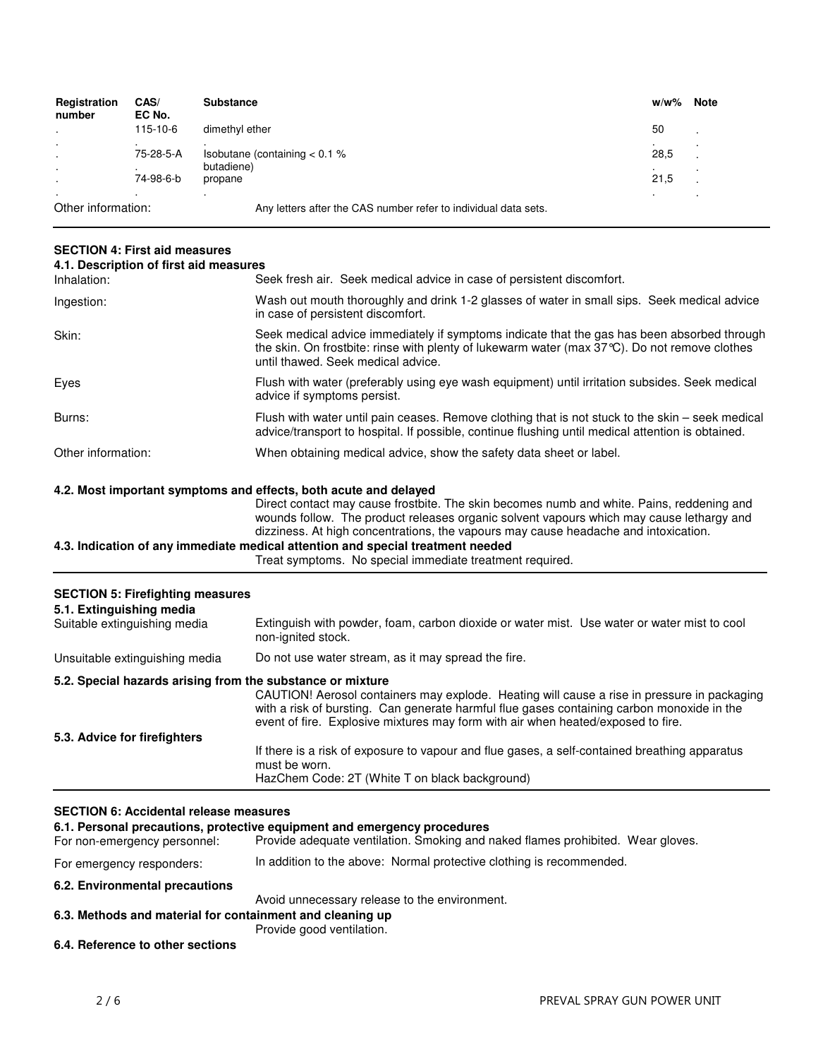| Registration number | CAS/ EC No. | Substance | w/w% | Note |
|---|---|---|---|---|
| . | 115-10-6 | dimethyl ether | 50 | . |
| . | . | . | . | . |
| . | 75-28-5-A | Isobutane (containing < 0.1 % butadiene) | 28,5 | . |
| . | . | | . | . |
| . | 74-98-6-b | propane | 21,5 | . |
| . | . | . | . | . |

Other information: Any letters after the CAS number refer to individual data sets.

## SECTION 4: First aid measures

### 4.1. Description of first aid measures

Inhalation: Seek fresh air. Seek medical advice in case of persistent discomfort.

Ingestion: Wash out mouth thoroughly and drink 1-2 glasses of water in small sips. Seek medical advice in case of persistent discomfort.

Skin: Seek medical advice immediately if symptoms indicate that the gas has been absorbed through the skin. On frostbite: rinse with plenty of lukewarm water (max 37°C). Do not remove clothes until thawed. Seek medical advice.

Eyes: Flush with water (preferably using eye wash equipment) until irritation subsides. Seek medical advice if symptoms persist.

Burns: Flush with water until pain ceases. Remove clothing that is not stuck to the skin – seek medical advice/transport to hospital. If possible, continue flushing until medical attention is obtained.

Other information: When obtaining medical advice, show the safety data sheet or label.

### 4.2. Most important symptoms and effects, both acute and delayed

Direct contact may cause frostbite. The skin becomes numb and white. Pains, reddening and wounds follow. The product releases organic solvent vapours which may cause lethargy and dizziness. At high concentrations, the vapours may cause headache and intoxication.

### 4.3. Indication of any immediate medical attention and special treatment needed

Treat symptoms. No special immediate treatment required.

## SECTION 5: Firefighting measures

### 5.1. Extinguishing media

Suitable extinguishing media: Extinguish with powder, foam, carbon dioxide or water mist. Use water or water mist to cool non-ignited stock.

Unsuitable extinguishing media: Do not use water stream, as it may spread the fire.

### 5.2. Special hazards arising from the substance or mixture

CAUTION! Aerosol containers may explode. Heating will cause a rise in pressure in packaging with a risk of bursting. Can generate harmful flue gases containing carbon monoxide in the event of fire. Explosive mixtures may form with air when heated/exposed to fire.

### 5.3. Advice for firefighters

If there is a risk of exposure to vapour and flue gases, a self-contained breathing apparatus must be worn.
HazChem Code: 2T (White T on black background)

## SECTION 6: Accidental release measures

### 6.1. Personal precautions, protective equipment and emergency procedures

For non-emergency personnel: Provide adequate ventilation. Smoking and naked flames prohibited. Wear gloves.

For emergency responders: In addition to the above: Normal protective clothing is recommended.

### 6.2. Environmental precautions

Avoid unnecessary release to the environment.

### 6.3. Methods and material for containment and cleaning up

Provide good ventilation.

### 6.4. Reference to other sections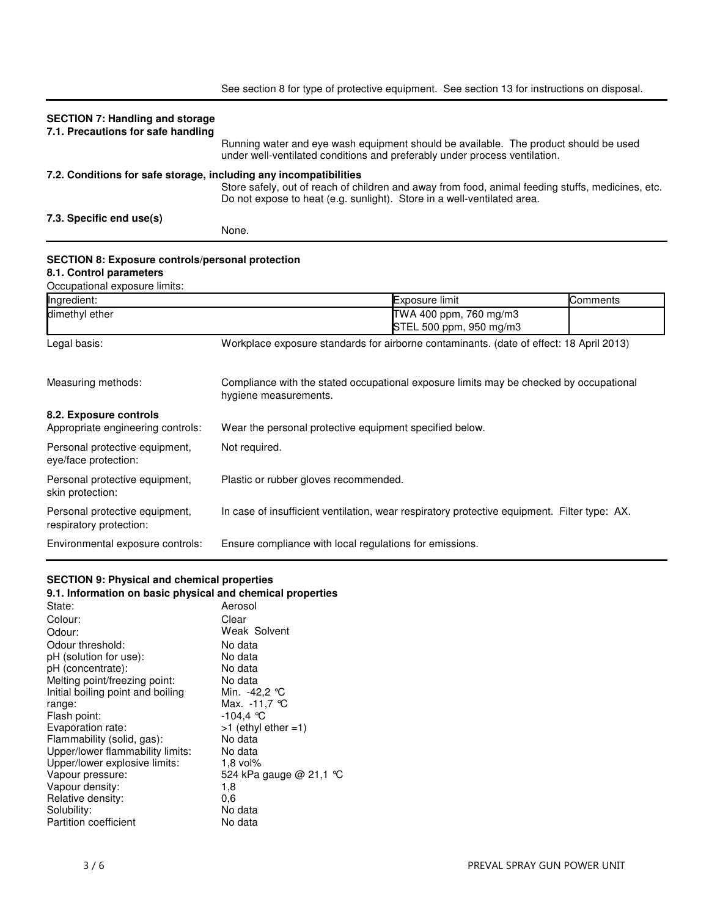See section 8 for type of protective equipment. See section 13 for instructions on disposal.

## SECTION 7: Handling and storage

### 7.1. Precautions for safe handling

Running water and eye wash equipment should be available. The product should be used under well-ventilated conditions and preferably under process ventilation.

### 7.2. Conditions for safe storage, including any incompatibilities

Store safely, out of reach of children and away from food, animal feeding stuffs, medicines, etc. Do not expose to heat (e.g. sunlight). Store in a well-ventilated area.

### 7.3. Specific end use(s)

None.

## SECTION 8: Exposure controls/personal protection

### 8.1. Control parameters

Occupational exposure limits:

| Ingredient: | Exposure limit | Comments |
|---|---|---|
| dimethyl ether | TWA 400 ppm, 760 mg/m3<br>STEL 500 ppm, 950 mg/m3 | |

Legal basis: Workplace exposure standards for airborne contaminants. (date of effect: 18 April 2013)

Measuring methods: Compliance with the stated occupational exposure limits may be checked by occupational hygiene measurements.

### 8.2. Exposure controls

Appropriate engineering controls: Wear the personal protective equipment specified below.

Personal protective equipment, eye/face protection: Not required.

Personal protective equipment, skin protection: Plastic or rubber gloves recommended.

Personal protective equipment, respiratory protection: In case of insufficient ventilation, wear respiratory protective equipment. Filter type: AX.

Environmental exposure controls: Ensure compliance with local regulations for emissions.

## SECTION 9: Physical and chemical properties

### 9.1. Information on basic physical and chemical properties

| | |
|---|---|
| State: | Aerosol |
| Colour: | Clear |
| Odour: | Weak Solvent |
| Odour threshold: | No data |
| pH (solution for use): | No data |
| pH (concentrate): | No data |
| Melting point/freezing point: | No data |
| Initial boiling point and boiling range: | Min. -42,2 °C<br>Max. -11,7 °C |
| Flash point: | -104,4 °C |
| Evaporation rate: | >1 (ethyl ether =1) |
| Flammability (solid, gas): | No data |
| Upper/lower flammability limits: | No data |
| Upper/lower explosive limits: | 1,8 vol% |
| Vapour pressure: | 524 kPa gauge @ 21,1 °C |
| Vapour density: | 1,8 |
| Relative density: | 0,6 |
| Solubility: | No data |
| Partition coefficient | No data |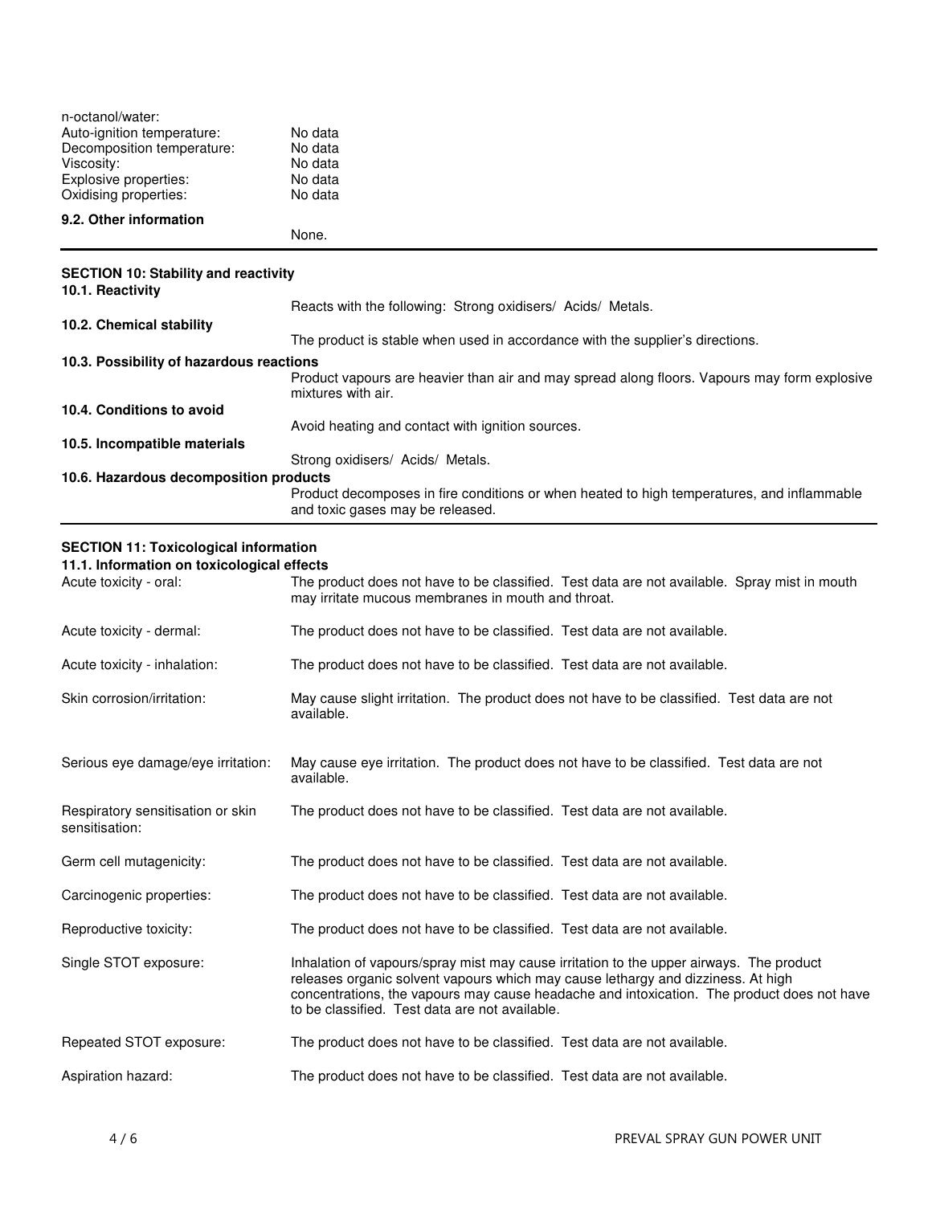| | |
|---|---|
| n-octanol/water: | |
| Auto-ignition temperature: | No data |
| Decomposition temperature: | No data |
| Viscosity: | No data |
| Explosive properties: | No data |
| Oxidising properties: | No data |

**9.2. Other information**

None.

## SECTION 10: Stability and reactivity

**10.1. Reactivity**

Reacts with the following: Strong oxidisers/ Acids/ Metals.

**10.2. Chemical stability**

The product is stable when used in accordance with the supplier's directions.

**10.3. Possibility of hazardous reactions**

Product vapours are heavier than air and may spread along floors. Vapours may form explosive mixtures with air.

**10.4. Conditions to avoid**

Avoid heating and contact with ignition sources.

**10.5. Incompatible materials**

Strong oxidisers/ Acids/ Metals.

**10.6. Hazardous decomposition products**

Product decomposes in fire conditions or when heated to high temperatures, and inflammable and toxic gases may be released.

## SECTION 11: Toxicological information

**11.1. Information on toxicological effects**

| | |
|---|---|
| Acute toxicity - oral: | The product does not have to be classified. Test data are not available. Spray mist in mouth may irritate mucous membranes in mouth and throat. |
| Acute toxicity - dermal: | The product does not have to be classified. Test data are not available. |
| Acute toxicity - inhalation: | The product does not have to be classified. Test data are not available. |
| Skin corrosion/irritation: | May cause slight irritation. The product does not have to be classified. Test data are not available. |
| Serious eye damage/eye irritation: | May cause eye irritation. The product does not have to be classified. Test data are not available. |
| Respiratory sensitisation or skin sensitisation: | The product does not have to be classified. Test data are not available. |
| Germ cell mutagenicity: | The product does not have to be classified. Test data are not available. |
| Carcinogenic properties: | The product does not have to be classified. Test data are not available. |
| Reproductive toxicity: | The product does not have to be classified. Test data are not available. |
| Single STOT exposure: | Inhalation of vapours/spray mist may cause irritation to the upper airways. The product releases organic solvent vapours which may cause lethargy and dizziness. At high concentrations, the vapours may cause headache and intoxication. The product does not have to be classified. Test data are not available. |
| Repeated STOT exposure: | The product does not have to be classified. Test data are not available. |
| Aspiration hazard: | The product does not have to be classified. Test data are not available. |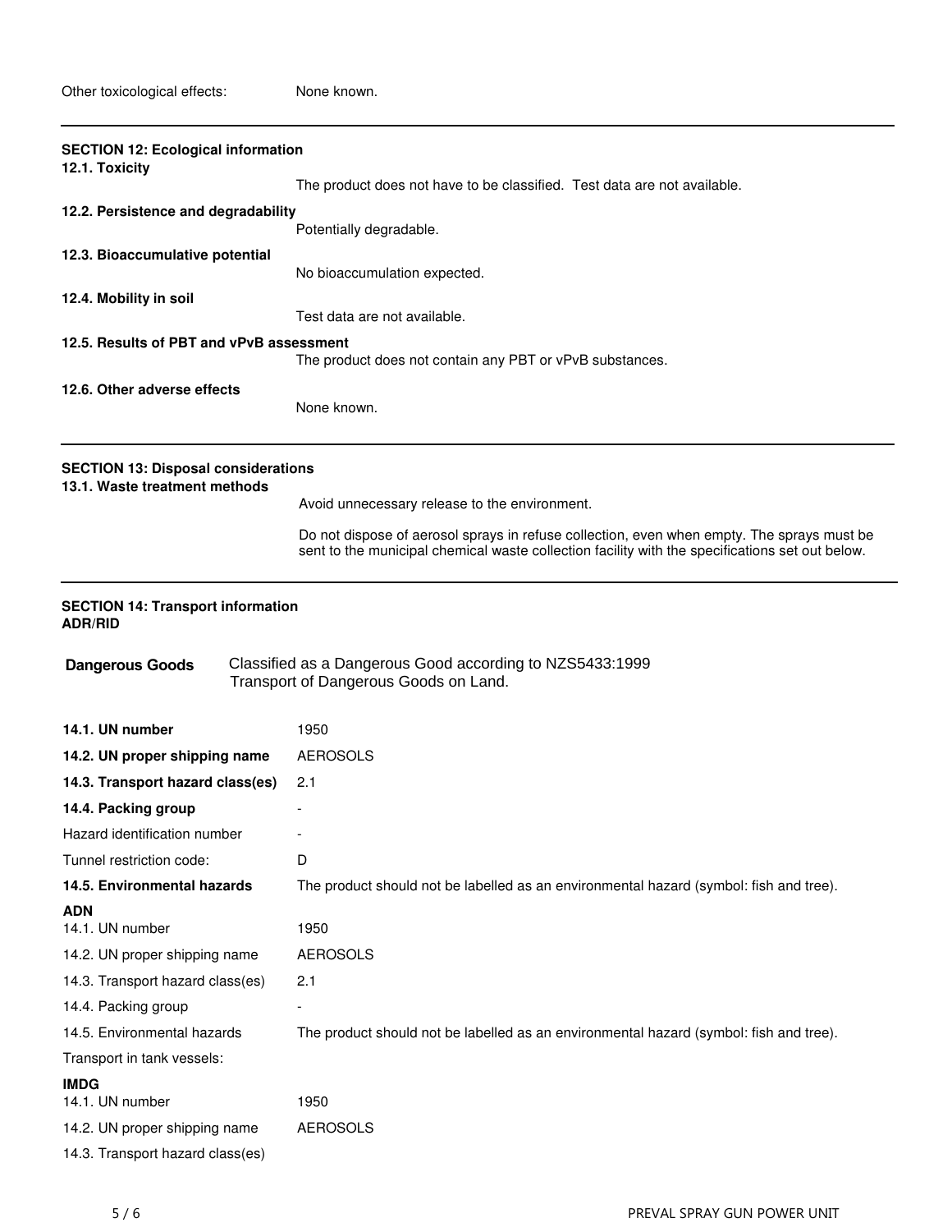Other toxicological effects: None known.

---

## SECTION 12: Ecological information

**12.1. Toxicity**

The product does not have to be classified. Test data are not available.

**12.2. Persistence and degradability**

Potentially degradable.

**12.3. Bioaccumulative potential**

No bioaccumulation expected.

**12.4. Mobility in soil**

Test data are not available.

**12.5. Results of PBT and vPvB assessment**

The product does not contain any PBT or vPvB substances.

**12.6. Other adverse effects**

None known.

---

## SECTION 13: Disposal considerations

**13.1. Waste treatment methods**

Avoid unnecessary release to the environment.

Do not dispose of aerosol sprays in refuse collection, even when empty. The sprays must be sent to the municipal chemical waste collection facility with the specifications set out below.

---

## SECTION 14: Transport information

**ADR/RID**

**Dangerous Goods** Classified as a Dangerous Good according to NZS5433:1999 Transport of Dangerous Goods on Land.

| | |
|---|---|
| **14.1. UN number** | 1950 |
| **14.2. UN proper shipping name** | AEROSOLS |
| **14.3. Transport hazard class(es)** | 2.1 |
| **14.4. Packing group** | - |
| Hazard identification number | - |
| Tunnel restriction code: | D |
| **14.5. Environmental hazards** | The product should not be labelled as an environmental hazard (symbol: fish and tree). |

**ADN**

| | |
|---|---|
| 14.1. UN number | 1950 |
| 14.2. UN proper shipping name | AEROSOLS |
| 14.3. Transport hazard class(es) | 2.1 |
| 14.4. Packing group | - |
| 14.5. Environmental hazards | The product should not be labelled as an environmental hazard (symbol: fish and tree). |
| Transport in tank vessels: | |

**IMDG**

| | |
|---|---|
| 14.1. UN number | 1950 |
| 14.2. UN proper shipping name | AEROSOLS |
| 14.3. Transport hazard class(es) | |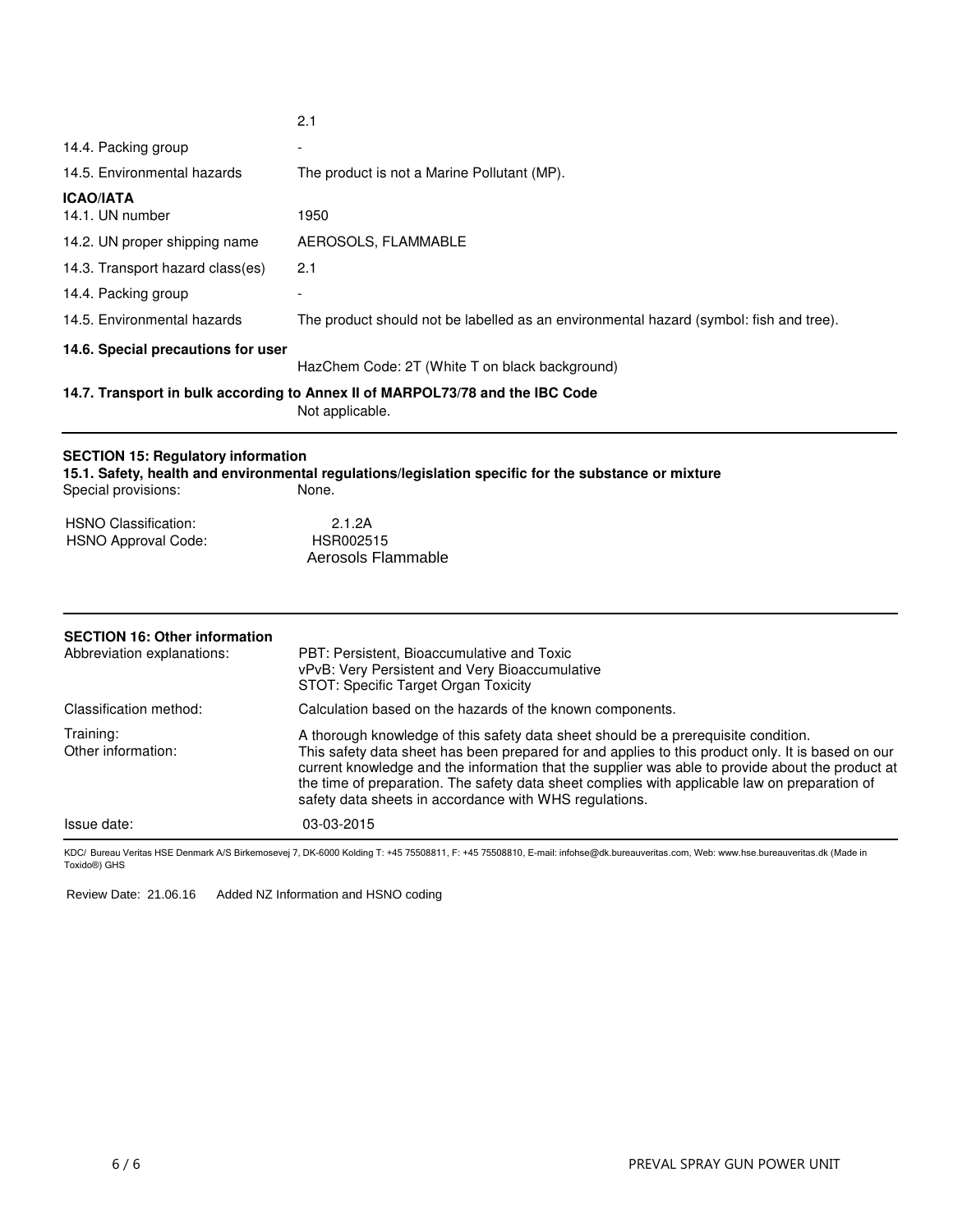| | |
|---|---|
| | 2.1 |
| 14.4. Packing group | - |
| 14.5. Environmental hazards | The product is not a Marine Pollutant (MP). |

**ICAO/IATA**

| | |
|---|---|
| 14.1. UN number | 1950 |
| 14.2. UN proper shipping name | AEROSOLS, FLAMMABLE |
| 14.3. Transport hazard class(es) | 2.1 |
| 14.4. Packing group | - |
| 14.5. Environmental hazards | The product should not be labelled as an environmental hazard (symbol: fish and tree). |

**14.6. Special precautions for user**

HazChem Code: 2T (White T on black background)

**14.7. Transport in bulk according to Annex II of MARPOL73/78 and the IBC Code**

Not applicable.

## SECTION 15: Regulatory information

**15.1. Safety, health and environmental regulations/legislation specific for the substance or mixture**

Special provisions: None.

| | |
|---|---|
| HSNO Classification: | 2.1.2A |
| HSNO Approval Code: | HSR002515<br>Aerosols Flammable |

## SECTION 16: Other information

| | |
|---|---|
| Abbreviation explanations: | PBT: Persistent, Bioaccumulative and Toxic<br>vPvB: Very Persistent and Very Bioaccumulative<br>STOT: Specific Target Organ Toxicity |
| Classification method: | Calculation based on the hazards of the known components. |
| Training:<br>Other information: | A thorough knowledge of this safety data sheet should be a prerequisite condition.<br>This safety data sheet has been prepared for and applies to this product only. It is based on our current knowledge and the information that the supplier was able to provide about the product at the time of preparation. The safety data sheet complies with applicable law on preparation of safety data sheets in accordance with WHS regulations. |
| Issue date: | 03-03-2015 |

KDC/ Bureau Veritas HSE Denmark A/S Birkemosevej 7, DK-6000 Kolding T: +45 75508811, F: +45 75508810, E-mail: infohse@dk.bureauveritas.com, Web: www.hse.bureauveritas.dk (Made in Toxido®) GHS

Review Date: 21.06.16 Added NZ Information and HSNO coding